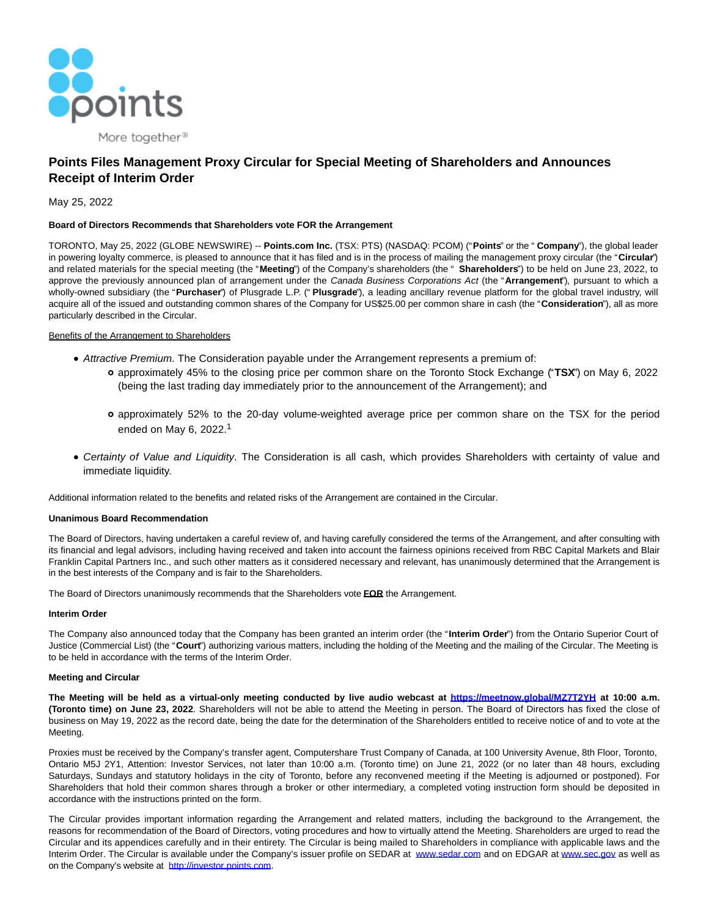# Points Files Management Proxy Circular for Special Meeting of Shareholders and Announces Receipt of Interim Order

May 25, 2022

**Board of Directors Recommends that Shareholders vote FOR the Arrangement**

TORONTO, May 25, 2022 (GLOBE NEWSWIRE) -- **Points.com Inc.** (TSX: PTS) (NASDAQ: PCOM) ("**Points**" or the "**Company**"), the global leader in powering loyalty commerce, is pleased to announce that it has filed and is in the process of mailing the management proxy circular (the "**Circular**") and related materials for the special meeting (the "**Meeting**") of the Company's shareholders (the "**Shareholders**") to be held on June 23, 2022, to approve the previously announced plan of arrangement under the *Canada Business Corporations Act* (the "**Arrangement**"), pursuant to which a wholly-owned subsidiary (the "**Purchaser**") of Plusgrade L.P. ("**Plusgrade**"), a leading ancillary revenue platform for the global travel industry, will acquire all of the issued and outstanding common shares of the Company for US$25.00 per common share in cash (the "**Consideration**"), all as more particularly described in the Circular.

Benefits of the Arrangement to Shareholders

- *Attractive Premium*. The Consideration payable under the Arrangement represents a premium of:
  - approximately 45% to the closing price per common share on the Toronto Stock Exchange ("**TSX**") on May 6, 2022 (being the last trading day immediately prior to the announcement of the Arrangement); and
  - approximately 52% to the 20-day volume-weighted average price per common share on the TSX for the period ended on May 6, 2022.[1]
- *Certainty of Value and Liquidity*. The Consideration is all cash, which provides Shareholders with certainty of value and immediate liquidity.

Additional information related to the benefits and related risks of the Arrangement are contained in the Circular.

**Unanimous Board Recommendation**

The Board of Directors, having undertaken a careful review of, and having carefully considered the terms of the Arrangement, and after consulting with its financial and legal advisors, including having received and taken into account the fairness opinions received from RBC Capital Markets and Blair Franklin Capital Partners Inc., and such other matters as it considered necessary and relevant, has unanimously determined that the Arrangement is in the best interests of the Company and is fair to the Shareholders.

The Board of Directors unanimously recommends that the Shareholders vote **FOR** the Arrangement.

**Interim Order**

The Company also announced today that the Company has been granted an interim order (the "**Interim Order**") from the Ontario Superior Court of Justice (Commercial List) (the "**Court**") authorizing various matters, including the holding of the Meeting and the mailing of the Circular. The Meeting is to be held in accordance with the terms of the Interim Order.

**Meeting and Circular**

**The Meeting will be held as a virtual-only meeting conducted by live audio webcast at https://meetnow.global/MZ7T2YH at 10:00 a.m. (Toronto time) on June 23, 2022**. Shareholders will not be able to attend the Meeting in person. The Board of Directors has fixed the close of business on May 19, 2022 as the record date, being the date for the determination of the Shareholders entitled to receive notice of and to vote at the Meeting.

Proxies must be received by the Company's transfer agent, Computershare Trust Company of Canada, at 100 University Avenue, 8th Floor, Toronto, Ontario M5J 2Y1, Attention: Investor Services, not later than 10:00 a.m. (Toronto time) on June 21, 2022 (or no later than 48 hours, excluding Saturdays, Sundays and statutory holidays in the city of Toronto, before any reconvened meeting if the Meeting is adjourned or postponed). For Shareholders that hold their common shares through a broker or other intermediary, a completed voting instruction form should be deposited in accordance with the instructions printed on the form.

The Circular provides important information regarding the Arrangement and related matters, including the background to the Arrangement, the reasons for recommendation of the Board of Directors, voting procedures and how to virtually attend the Meeting. Shareholders are urged to read the Circular and its appendices carefully and in their entirety. The Circular is being mailed to Shareholders in compliance with applicable laws and the Interim Order. The Circular is available under the Company's issuer profile on SEDAR at www.sedar.com and on EDGAR at www.sec.gov as well as on the Company's website at http://investor.points.com.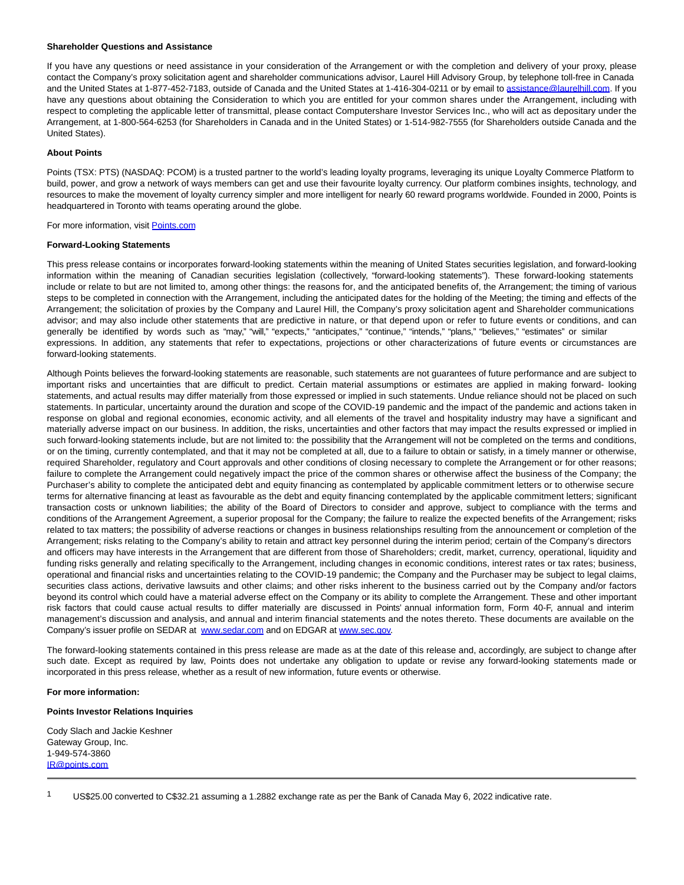**Shareholder Questions and Assistance**

If you have any questions or need assistance in your consideration of the Arrangement or with the completion and delivery of your proxy, please contact the Company's proxy solicitation agent and shareholder communications advisor, Laurel Hill Advisory Group, by telephone toll-free in Canada and the United States at 1-877-452-7183, outside of Canada and the United States at 1-416-304-0211 or by email to assistance@laurelhill.com. If you have any questions about obtaining the Consideration to which you are entitled for your common shares under the Arrangement, including with respect to completing the applicable letter of transmittal, please contact Computershare Investor Services Inc., who will act as depositary under the Arrangement, at 1-800-564-6253 (for Shareholders in Canada and in the United States) or 1-514-982-7555 (for Shareholders outside Canada and the United States).

**About Points**

Points (TSX: PTS) (NASDAQ: PCOM) is a trusted partner to the world's leading loyalty programs, leveraging its unique Loyalty Commerce Platform to build, power, and grow a network of ways members can get and use their favourite loyalty currency. Our platform combines insights, technology, and resources to make the movement of loyalty currency simpler and more intelligent for nearly 60 reward programs worldwide. Founded in 2000, Points is headquartered in Toronto with teams operating around the globe.

For more information, visit Points.com

**Forward-Looking Statements**

This press release contains or incorporates forward-looking statements within the meaning of United States securities legislation, and forward-looking information within the meaning of Canadian securities legislation (collectively, "forward-looking statements"). These forward-looking statements include or relate to but are not limited to, among other things: the reasons for, and the anticipated benefits of, the Arrangement; the timing of various steps to be completed in connection with the Arrangement, including the anticipated dates for the holding of the Meeting; the timing and effects of the Arrangement; the solicitation of proxies by the Company and Laurel Hill, the Company's proxy solicitation agent and Shareholder communications advisor; and may also include other statements that are predictive in nature, or that depend upon or refer to future events or conditions, and can generally be identified by words such as "may," "will," "expects," "anticipates," "continue," "intends," "plans," "believes," "estimates" or similar expressions. In addition, any statements that refer to expectations, projections or other characterizations of future events or circumstances are forward-looking statements.

Although Points believes the forward-looking statements are reasonable, such statements are not guarantees of future performance and are subject to important risks and uncertainties that are difficult to predict. Certain material assumptions or estimates are applied in making forward- looking statements, and actual results may differ materially from those expressed or implied in such statements. Undue reliance should not be placed on such statements. In particular, uncertainty around the duration and scope of the COVID-19 pandemic and the impact of the pandemic and actions taken in response on global and regional economies, economic activity, and all elements of the travel and hospitality industry may have a significant and materially adverse impact on our business. In addition, the risks, uncertainties and other factors that may impact the results expressed or implied in such forward-looking statements include, but are not limited to: the possibility that the Arrangement will not be completed on the terms and conditions, or on the timing, currently contemplated, and that it may not be completed at all, due to a failure to obtain or satisfy, in a timely manner or otherwise, required Shareholder, regulatory and Court approvals and other conditions of closing necessary to complete the Arrangement or for other reasons; failure to complete the Arrangement could negatively impact the price of the common shares or otherwise affect the business of the Company; the Purchaser's ability to complete the anticipated debt and equity financing as contemplated by applicable commitment letters or to otherwise secure terms for alternative financing at least as favourable as the debt and equity financing contemplated by the applicable commitment letters; significant transaction costs or unknown liabilities; the ability of the Board of Directors to consider and approve, subject to compliance with the terms and conditions of the Arrangement Agreement, a superior proposal for the Company; the failure to realize the expected benefits of the Arrangement; risks related to tax matters; the possibility of adverse reactions or changes in business relationships resulting from the announcement or completion of the Arrangement; risks relating to the Company's ability to retain and attract key personnel during the interim period; certain of the Company's directors and officers may have interests in the Arrangement that are different from those of Shareholders; credit, market, currency, operational, liquidity and funding risks generally and relating specifically to the Arrangement, including changes in economic conditions, interest rates or tax rates; business, operational and financial risks and uncertainties relating to the COVID-19 pandemic; the Company and the Purchaser may be subject to legal claims, securities class actions, derivative lawsuits and other claims; and other risks inherent to the business carried out by the Company and/or factors beyond its control which could have a material adverse effect on the Company or its ability to complete the Arrangement. These and other important risk factors that could cause actual results to differ materially are discussed in Points' annual information form, Form 40-F, annual and interim management's discussion and analysis, and annual and interim financial statements and the notes thereto. These documents are available on the Company's issuer profile on SEDAR at www.sedar.com and on EDGAR at www.sec.gov.

The forward-looking statements contained in this press release are made as at the date of this release and, accordingly, are subject to change after such date. Except as required by law, Points does not undertake any obligation to update or revise any forward-looking statements made or incorporated in this press release, whether as a result of new information, future events or otherwise.

**For more information:**

**Points Investor Relations Inquiries**

Cody Slach and Jackie Keshner
Gateway Group, Inc.
1-949-574-3860
IR@points.com

---

[1] US$25.00 converted to C$32.21 assuming a 1.2882 exchange rate as per the Bank of Canada May 6, 2022 indicative rate.